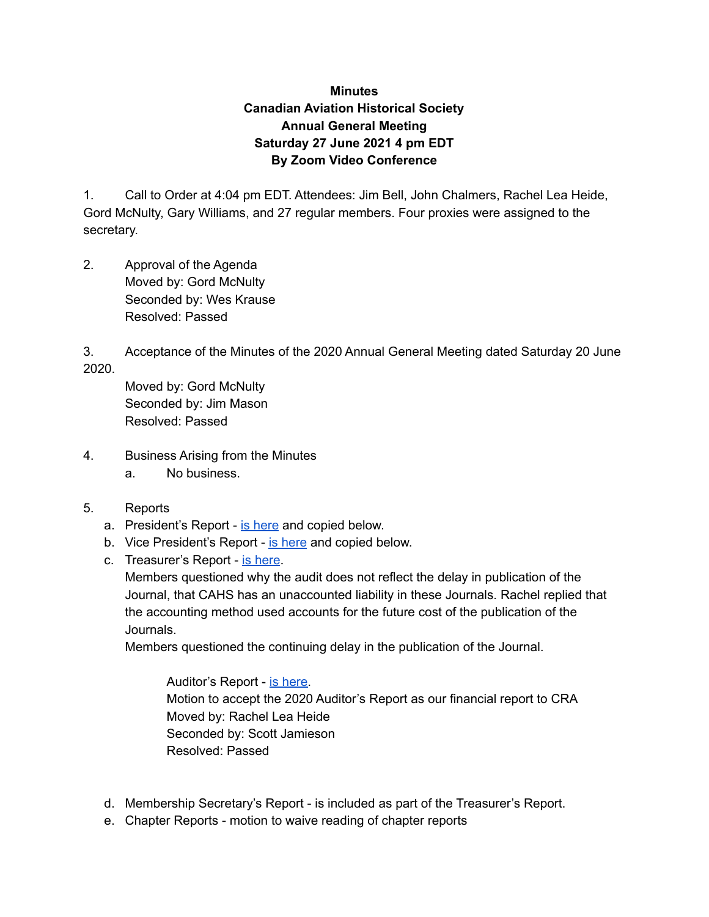**Minutes**
**Canadian Aviation Historical Society**
**Annual General Meeting**
**Saturday 27 June 2021 4 pm EDT**
**By Zoom Video Conference**

1. Call to Order at 4:04 pm EDT. Attendees: Jim Bell, John Chalmers, Rachel Lea Heide, Gord McNulty, Gary Williams, and 27 regular members. Four proxies were assigned to the secretary.

2. Approval of the Agenda
   Moved by: Gord McNulty
   Seconded by: Wes Krause
   Resolved: Passed

3. Acceptance of the Minutes of the 2020 Annual General Meeting dated Saturday 20 June 2020.
   Moved by: Gord McNulty
   Seconded by: Jim Mason
   Resolved: Passed

4. Business Arising from the Minutes
   a. No business.

5. Reports
   a. President's Report - is here and copied below.
   b. Vice President's Report - is here and copied below.
   c. Treasurer's Report - is here.
      Members questioned why the audit does not reflect the delay in publication of the Journal, that CAHS has an unaccounted liability in these Journals. Rachel replied that the accounting method used accounts for the future cost of the publication of the Journals.
      Members questioned the continuing delay in the publication of the Journal.

      Auditor's Report - is here.
      Motion to accept the 2020 Auditor's Report as our financial report to CRA
      Moved by: Rachel Lea Heide
      Seconded by: Scott Jamieson
      Resolved: Passed

   d. Membership Secretary's Report - is included as part of the Treasurer's Report.
   e. Chapter Reports - motion to waive reading of chapter reports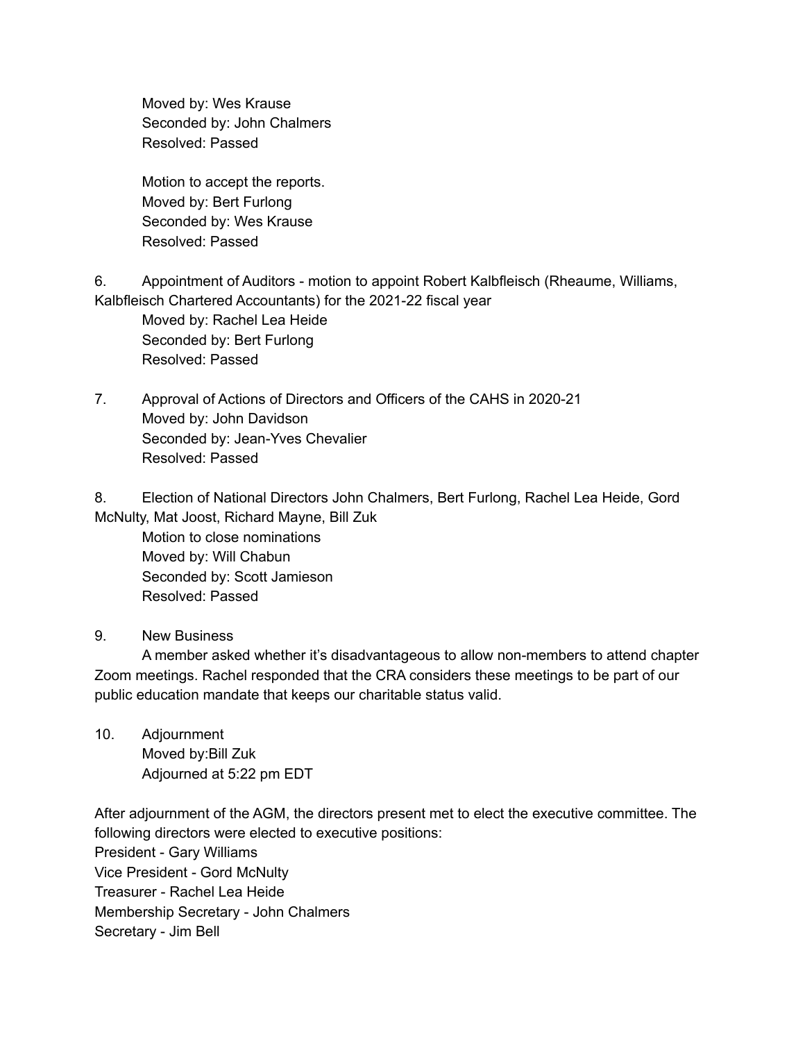Moved by: Wes Krause
Seconded by: John Chalmers
Resolved: Passed

Motion to accept the reports.
Moved by: Bert Furlong
Seconded by: Wes Krause
Resolved: Passed

6. Appointment of Auditors - motion to appoint Robert Kalbfleisch (Rheaume, Williams, Kalbfleisch Chartered Accountants) for the 2021-22 fiscal year
   Moved by: Rachel Lea Heide
   Seconded by: Bert Furlong
   Resolved: Passed

7. Approval of Actions of Directors and Officers of the CAHS in 2020-21
   Moved by: John Davidson
   Seconded by: Jean-Yves Chevalier
   Resolved: Passed

8. Election of National Directors John Chalmers, Bert Furlong, Rachel Lea Heide, Gord McNulty, Mat Joost, Richard Mayne, Bill Zuk
   Motion to close nominations
   Moved by: Will Chabun
   Seconded by: Scott Jamieson
   Resolved: Passed

9. New Business
   A member asked whether it's disadvantageous to allow non-members to attend chapter Zoom meetings. Rachel responded that the CRA considers these meetings to be part of our public education mandate that keeps our charitable status valid.

10. Adjournment
    Moved by:Bill Zuk
    Adjourned at 5:22 pm EDT

After adjournment of the AGM, the directors present met to elect the executive committee. The following directors were elected to executive positions:
President - Gary Williams
Vice President - Gord McNulty
Treasurer - Rachel Lea Heide
Membership Secretary - John Chalmers
Secretary - Jim Bell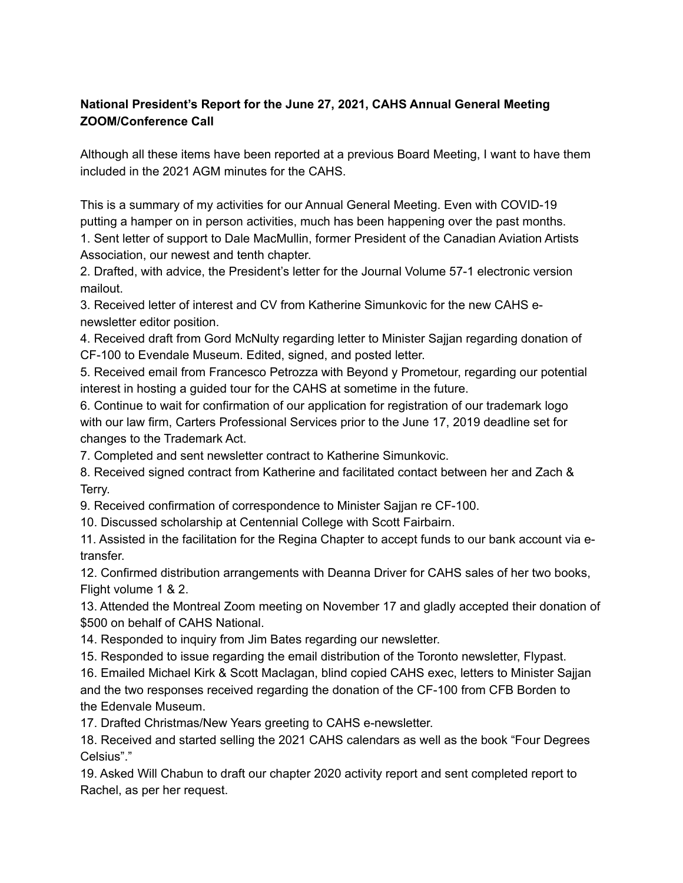**National President's Report for the June 27, 2021, CAHS Annual General Meeting ZOOM/Conference Call**

Although all these items have been reported at a previous Board Meeting, I want to have them included in the 2021 AGM minutes for the CAHS.

This is a summary of my activities for our Annual General Meeting. Even with COVID-19 putting a hamper on in person activities, much has been happening over the past months.

1. Sent letter of support to Dale MacMullin, former President of the Canadian Aviation Artists Association, our newest and tenth chapter.
2. Drafted, with advice, the President's letter for the Journal Volume 57-1 electronic version mailout.
3. Received letter of interest and CV from Katherine Simunkovic for the new CAHS e-newsletter editor position.
4. Received draft from Gord McNulty regarding letter to Minister Sajjan regarding donation of CF-100 to Evendale Museum. Edited, signed, and posted letter.
5. Received email from Francesco Petrozza with Beyond y Prometour, regarding our potential interest in hosting a guided tour for the CAHS at sometime in the future.
6. Continue to wait for confirmation of our application for registration of our trademark logo with our law firm, Carters Professional Services prior to the June 17, 2019 deadline set for changes to the Trademark Act.
7. Completed and sent newsletter contract to Katherine Simunkovic.
8. Received signed contract from Katherine and facilitated contact between her and Zach & Terry.
9. Received confirmation of correspondence to Minister Sajjan re CF-100.
10. Discussed scholarship at Centennial College with Scott Fairbairn.
11. Assisted in the facilitation for the Regina Chapter to accept funds to our bank account via e-transfer.
12. Confirmed distribution arrangements with Deanna Driver for CAHS sales of her two books, Flight volume 1 & 2.
13. Attended the Montreal Zoom meeting on November 17 and gladly accepted their donation of $500 on behalf of CAHS National.
14. Responded to inquiry from Jim Bates regarding our newsletter.
15. Responded to issue regarding the email distribution of the Toronto newsletter, Flypast.
16. Emailed Michael Kirk & Scott Maclagan, blind copied CAHS exec, letters to Minister Sajjan and the two responses received regarding the donation of the CF-100 from CFB Borden to the Edenvale Museum.
17. Drafted Christmas/New Years greeting to CAHS e-newsletter.
18. Received and started selling the 2021 CAHS calendars as well as the book "Four Degrees Celsius"."
19. Asked Will Chabun to draft our chapter 2020 activity report and sent completed report to Rachel, as per her request.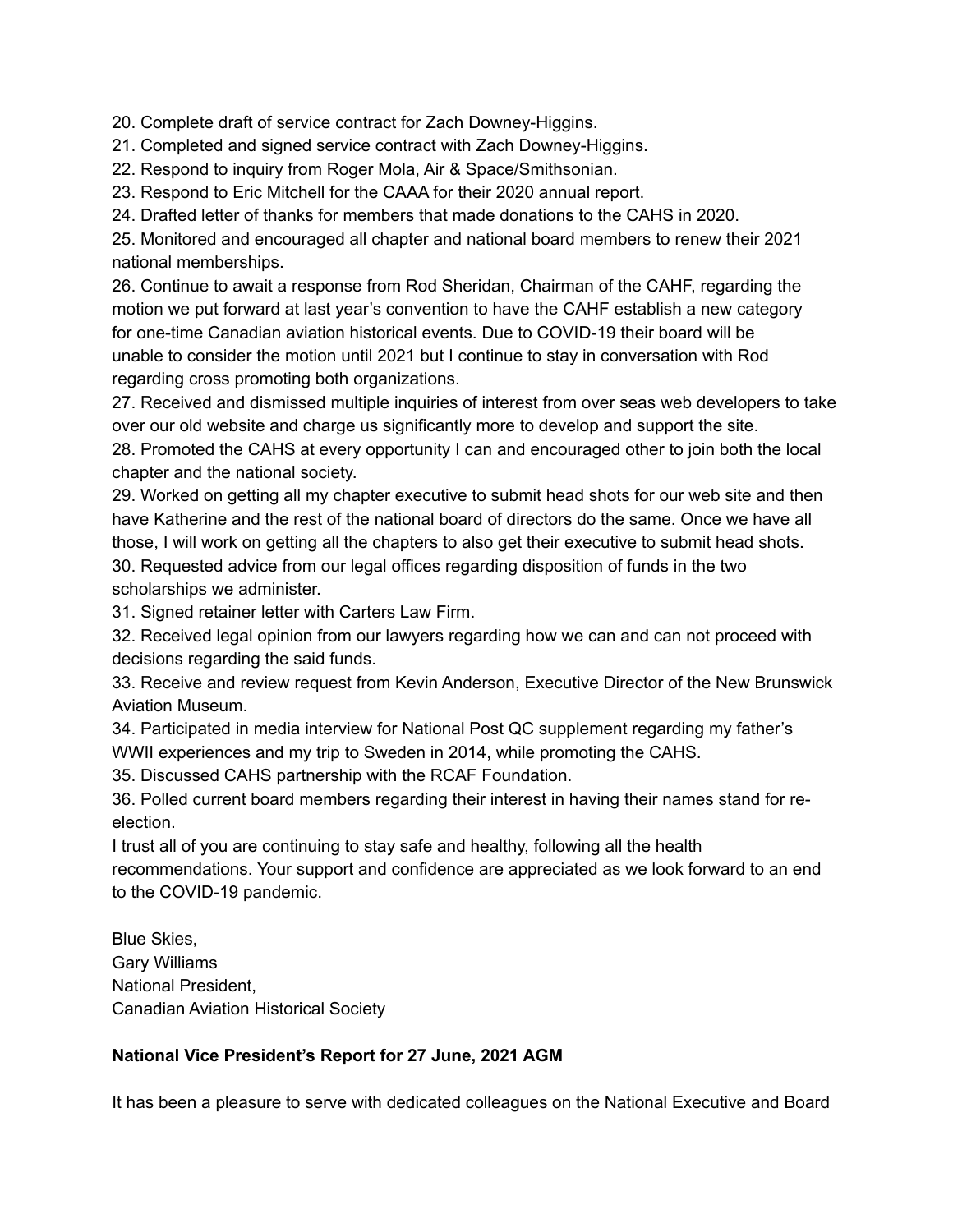20. Complete draft of service contract for Zach Downey-Higgins.
21. Completed and signed service contract with Zach Downey-Higgins.
22. Respond to inquiry from Roger Mola, Air & Space/Smithsonian.
23. Respond to Eric Mitchell for the CAAA for their 2020 annual report.
24. Drafted letter of thanks for members that made donations to the CAHS in 2020.
25. Monitored and encouraged all chapter and national board members to renew their 2021 national memberships.
26. Continue to await a response from Rod Sheridan, Chairman of the CAHF, regarding the motion we put forward at last year's convention to have the CAHF establish a new category for one-time Canadian aviation historical events. Due to COVID-19 their board will be unable to consider the motion until 2021 but I continue to stay in conversation with Rod regarding cross promoting both organizations.
27. Received and dismissed multiple inquiries of interest from over seas web developers to take over our old website and charge us significantly more to develop and support the site.
28. Promoted the CAHS at every opportunity I can and encouraged other to join both the local chapter and the national society.
29. Worked on getting all my chapter executive to submit head shots for our web site and then have Katherine and the rest of the national board of directors do the same. Once we have all those, I will work on getting all the chapters to also get their executive to submit head shots.
30. Requested advice from our legal offices regarding disposition of funds in the two scholarships we administer.
31. Signed retainer letter with Carters Law Firm.
32. Received legal opinion from our lawyers regarding how we can and can not proceed with decisions regarding the said funds.
33. Receive and review request from Kevin Anderson, Executive Director of the New Brunswick Aviation Museum.
34. Participated in media interview for National Post QC supplement regarding my father's WWII experiences and my trip to Sweden in 2014, while promoting the CAHS.
35. Discussed CAHS partnership with the RCAF Foundation.
36. Polled current board members regarding their interest in having their names stand for re-election.

I trust all of you are continuing to stay safe and healthy, following all the health recommendations. Your support and confidence are appreciated as we look forward to an end to the COVID-19 pandemic.

Blue Skies,
Gary Williams
National President,
Canadian Aviation Historical Society

**National Vice President's Report for 27 June, 2021 AGM**

It has been a pleasure to serve with dedicated colleagues on the National Executive and Board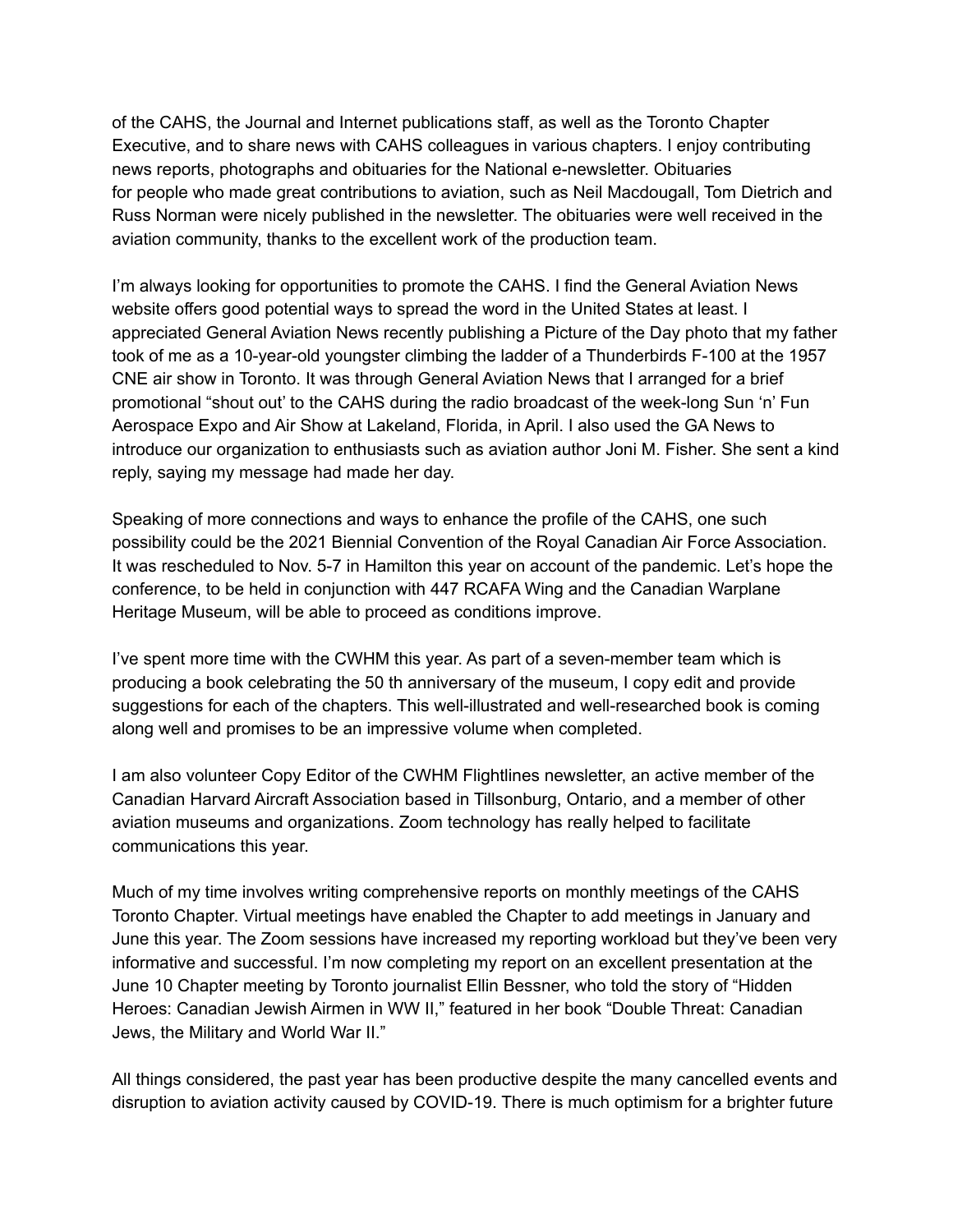of the CAHS, the Journal and Internet publications staff, as well as the Toronto Chapter Executive, and to share news with CAHS colleagues in various chapters. I enjoy contributing news reports, photographs and obituaries for the National e-newsletter. Obituaries for people who made great contributions to aviation, such as Neil Macdougall, Tom Dietrich and Russ Norman were nicely published in the newsletter. The obituaries were well received in the aviation community, thanks to the excellent work of the production team.

I'm always looking for opportunities to promote the CAHS. I find the General Aviation News website offers good potential ways to spread the word in the United States at least. I appreciated General Aviation News recently publishing a Picture of the Day photo that my father took of me as a 10-year-old youngster climbing the ladder of a Thunderbirds F-100 at the 1957 CNE air show in Toronto. It was through General Aviation News that I arranged for a brief promotional "shout out' to the CAHS during the radio broadcast of the week-long Sun 'n' Fun Aerospace Expo and Air Show at Lakeland, Florida, in April. I also used the GA News to introduce our organization to enthusiasts such as aviation author Joni M. Fisher. She sent a kind reply, saying my message had made her day.

Speaking of more connections and ways to enhance the profile of the CAHS, one such possibility could be the 2021 Biennial Convention of the Royal Canadian Air Force Association. It was rescheduled to Nov. 5-7 in Hamilton this year on account of the pandemic. Let's hope the conference, to be held in conjunction with 447 RCAFA Wing and the Canadian Warplane Heritage Museum, will be able to proceed as conditions improve.

I've spent more time with the CWHM this year. As part of a seven-member team which is producing a book celebrating the 50 th anniversary of the museum, I copy edit and provide suggestions for each of the chapters. This well-illustrated and well-researched book is coming along well and promises to be an impressive volume when completed.

I am also volunteer Copy Editor of the CWHM Flightlines newsletter, an active member of the Canadian Harvard Aircraft Association based in Tillsonburg, Ontario, and a member of other aviation museums and organizations. Zoom technology has really helped to facilitate communications this year.

Much of my time involves writing comprehensive reports on monthly meetings of the CAHS Toronto Chapter. Virtual meetings have enabled the Chapter to add meetings in January and June this year. The Zoom sessions have increased my reporting workload but they've been very informative and successful. I'm now completing my report on an excellent presentation at the June 10 Chapter meeting by Toronto journalist Ellin Bessner, who told the story of "Hidden Heroes: Canadian Jewish Airmen in WW II," featured in her book "Double Threat: Canadian Jews, the Military and World War II."

All things considered, the past year has been productive despite the many cancelled events and disruption to aviation activity caused by COVID-19. There is much optimism for a brighter future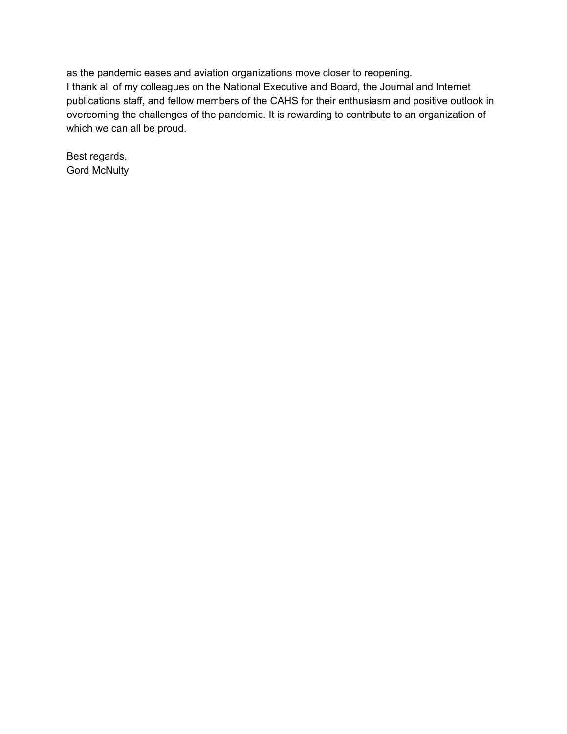as the pandemic eases and aviation organizations move closer to reopening.

I thank all of my colleagues on the National Executive and Board, the Journal and Internet publications staff, and fellow members of the CAHS for their enthusiasm and positive outlook in overcoming the challenges of the pandemic. It is rewarding to contribute to an organization of which we can all be proud.

Best regards,
Gord McNulty